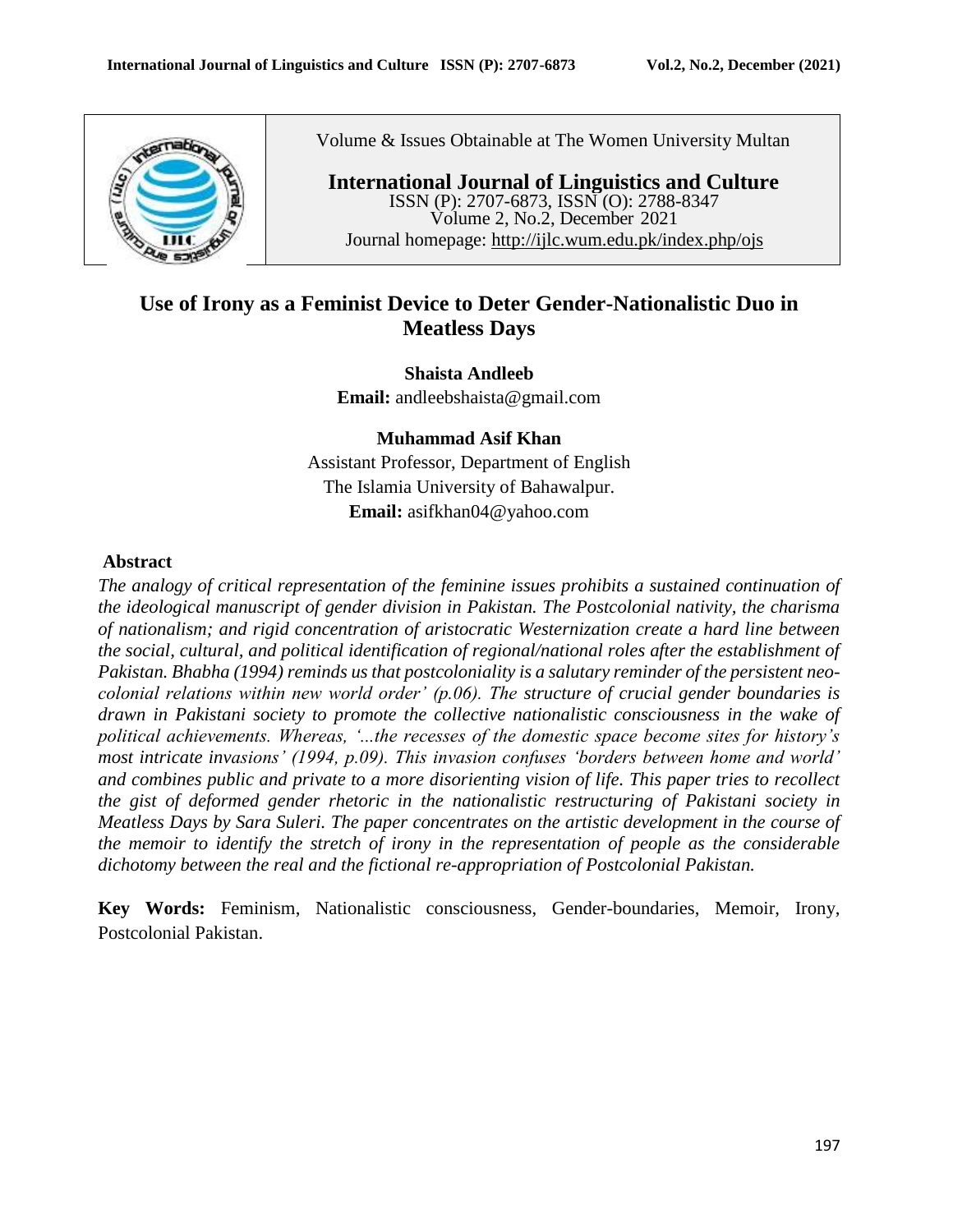Volume & Issues Obtainable at The Women University Multan

**International Journal of Linguistics and Culture**
ISSN (P): 2707-6873, ISSN (O): 2788-8347
Volume 2, No.2, December 2021
Journal homepage: http://ijlc.wum.edu.pk/index.php/ojs

# Use of Irony as a Feminist Device to Deter Gender-Nationalistic Duo in Meatless Days

**Shaista Andleeb**
**Email:** andleebshaista@gmail.com

**Muhammad Asif Khan**
Assistant Professor, Department of English
The Islamia University of Bahawalpur.
**Email:** asifkhan04@yahoo.com

## Abstract

*The analogy of critical representation of the feminine issues prohibits a sustained continuation of the ideological manuscript of gender division in Pakistan. The Postcolonial nativity, the charisma of nationalism; and rigid concentration of aristocratic Westernization create a hard line between the social, cultural, and political identification of regional/national roles after the establishment of Pakistan. Bhabha (1994) reminds us that postcoloniality is a salutary reminder of the persistent neo-colonial relations within new world order' (p.06). The structure of crucial gender boundaries is drawn in Pakistani society to promote the collective nationalistic consciousness in the wake of political achievements. Whereas, '...the recesses of the domestic space become sites for history's most intricate invasions' (1994, p.09). This invasion confuses 'borders between home and world' and combines public and private to a more disorienting vision of life. This paper tries to recollect the gist of deformed gender rhetoric in the nationalistic restructuring of Pakistani society in Meatless Days by Sara Suleri. The paper concentrates on the artistic development in the course of the memoir to identify the stretch of irony in the representation of people as the considerable dichotomy between the real and the fictional re-appropriation of Postcolonial Pakistan.*

**Key Words:** Feminism, Nationalistic consciousness, Gender-boundaries, Memoir, Irony, Postcolonial Pakistan.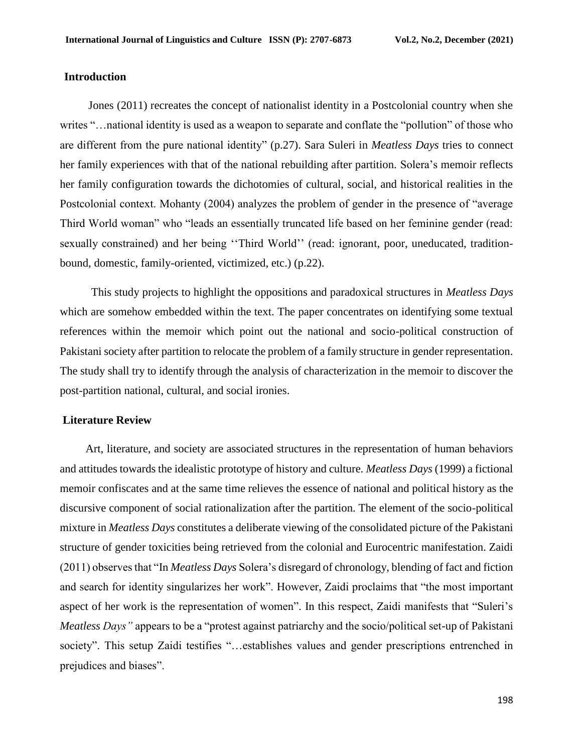## Introduction

Jones (2011) recreates the concept of nationalist identity in a Postcolonial country when she writes "…national identity is used as a weapon to separate and conflate the "pollution" of those who are different from the pure national identity" (p.27). Sara Suleri in *Meatless Days* tries to connect her family experiences with that of the national rebuilding after partition. Solera's memoir reflects her family configuration towards the dichotomies of cultural, social, and historical realities in the Postcolonial context. Mohanty (2004) analyzes the problem of gender in the presence of "average Third World woman" who "leads an essentially truncated life based on her feminine gender (read: sexually constrained) and her being ''Third World'' (read: ignorant, poor, uneducated, tradition-bound, domestic, family-oriented, victimized, etc.) (p.22).

This study projects to highlight the oppositions and paradoxical structures in *Meatless Days* which are somehow embedded within the text. The paper concentrates on identifying some textual references within the memoir which point out the national and socio-political construction of Pakistani society after partition to relocate the problem of a family structure in gender representation. The study shall try to identify through the analysis of characterization in the memoir to discover the post-partition national, cultural, and social ironies.

## Literature Review

Art, literature, and society are associated structures in the representation of human behaviors and attitudes towards the idealistic prototype of history and culture. *Meatless Days* (1999) a fictional memoir confiscates and at the same time relieves the essence of national and political history as the discursive component of social rationalization after the partition. The element of the socio-political mixture in *Meatless Days* constitutes a deliberate viewing of the consolidated picture of the Pakistani structure of gender toxicities being retrieved from the colonial and Eurocentric manifestation. Zaidi (2011) observes that "In *Meatless Days* Solera's disregard of chronology, blending of fact and fiction and search for identity singularizes her work". However, Zaidi proclaims that "the most important aspect of her work is the representation of women". In this respect, Zaidi manifests that "Suleri's *Meatless Days"* appears to be a "protest against patriarchy and the socio/political set-up of Pakistani society". This setup Zaidi testifies "…establishes values and gender prescriptions entrenched in prejudices and biases".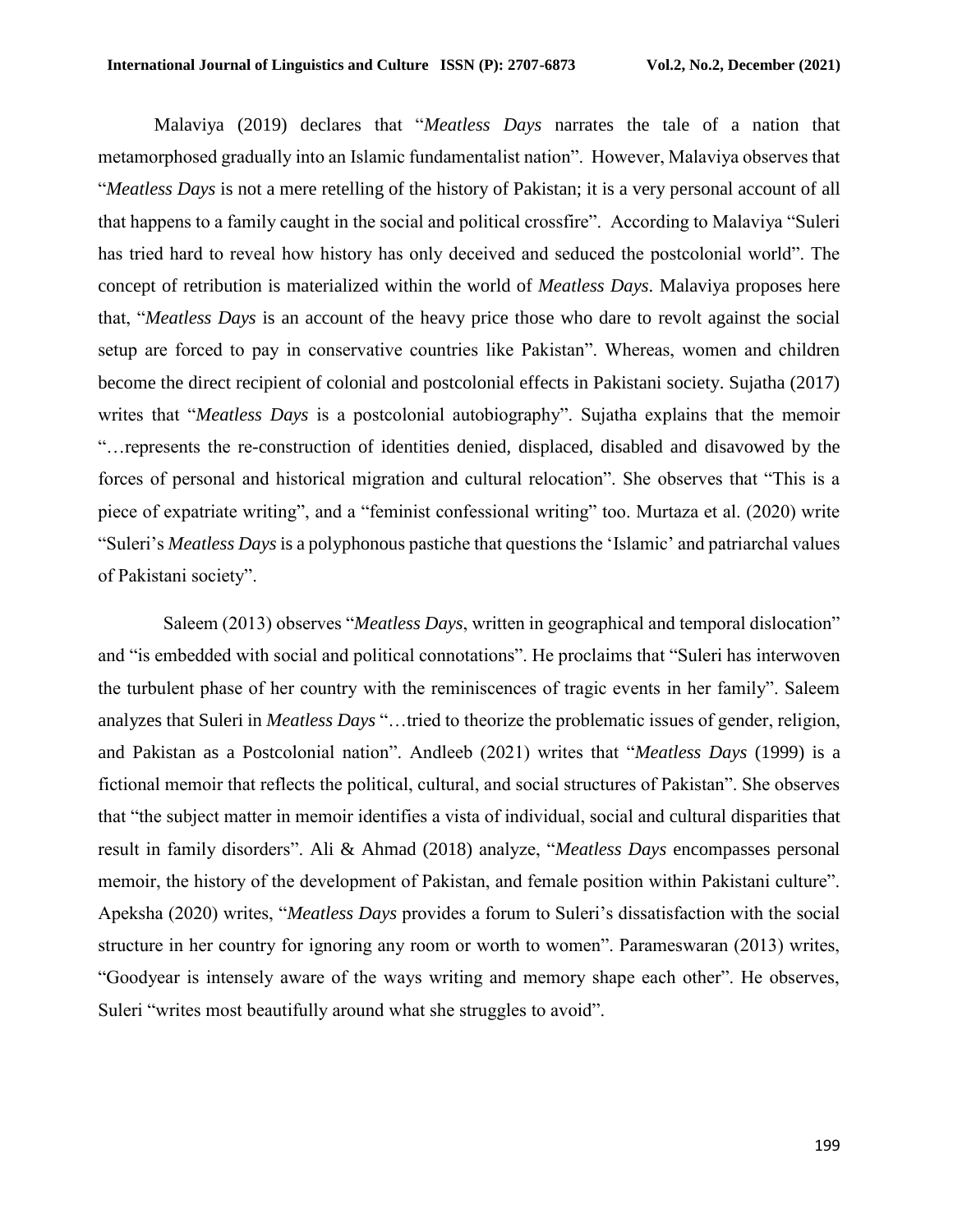Malaviya (2019) declares that "*Meatless Days* narrates the tale of a nation that metamorphosed gradually into an Islamic fundamentalist nation". However, Malaviya observes that "*Meatless Days* is not a mere retelling of the history of Pakistan; it is a very personal account of all that happens to a family caught in the social and political crossfire". According to Malaviya "Suleri has tried hard to reveal how history has only deceived and seduced the postcolonial world". The concept of retribution is materialized within the world of *Meatless Days*. Malaviya proposes here that, "*Meatless Days* is an account of the heavy price those who dare to revolt against the social setup are forced to pay in conservative countries like Pakistan". Whereas, women and children become the direct recipient of colonial and postcolonial effects in Pakistani society. Sujatha (2017) writes that "*Meatless Days* is a postcolonial autobiography". Sujatha explains that the memoir "…represents the re-construction of identities denied, displaced, disabled and disavowed by the forces of personal and historical migration and cultural relocation". She observes that "This is a piece of expatriate writing", and a "feminist confessional writing" too. Murtaza et al. (2020) write "Suleri's *Meatless Days* is a polyphonous pastiche that questions the 'Islamic' and patriarchal values of Pakistani society".

Saleem (2013) observes "*Meatless Days*, written in geographical and temporal dislocation" and "is embedded with social and political connotations". He proclaims that "Suleri has interwoven the turbulent phase of her country with the reminiscences of tragic events in her family". Saleem analyzes that Suleri in *Meatless Days* "…tried to theorize the problematic issues of gender, religion, and Pakistan as a Postcolonial nation". Andleeb (2021) writes that "*Meatless Days* (1999) is a fictional memoir that reflects the political, cultural, and social structures of Pakistan". She observes that "the subject matter in memoir identifies a vista of individual, social and cultural disparities that result in family disorders". Ali & Ahmad (2018) analyze, "*Meatless Days* encompasses personal memoir, the history of the development of Pakistan, and female position within Pakistani culture". Apeksha (2020) writes, "*Meatless Days* provides a forum to Suleri's dissatisfaction with the social structure in her country for ignoring any room or worth to women". Parameswaran (2013) writes, "Goodyear is intensely aware of the ways writing and memory shape each other". He observes, Suleri "writes most beautifully around what she struggles to avoid".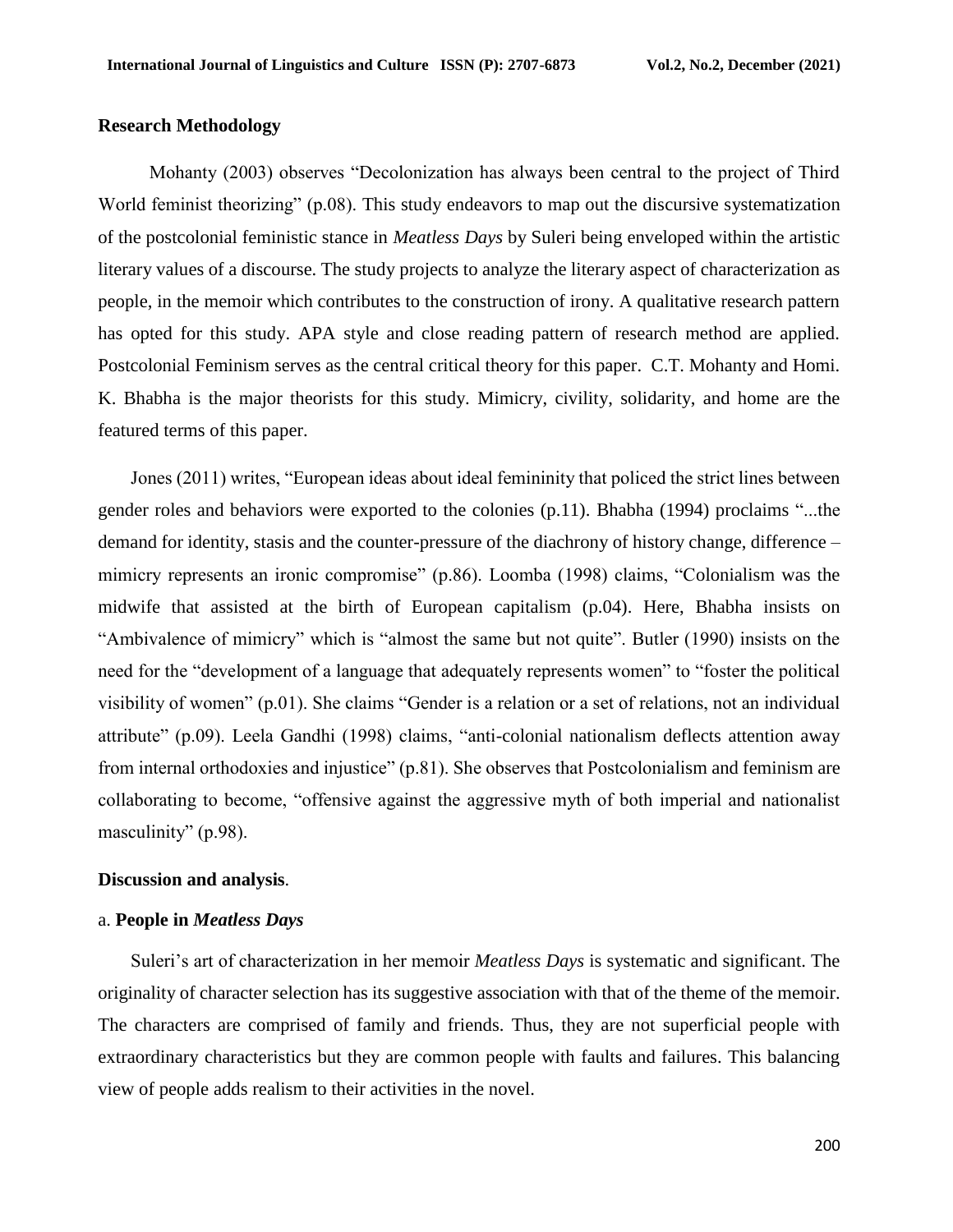## Research Methodology

Mohanty (2003) observes "Decolonization has always been central to the project of Third World feminist theorizing" (p.08). This study endeavors to map out the discursive systematization of the postcolonial feministic stance in *Meatless Days* by Suleri being enveloped within the artistic literary values of a discourse. The study projects to analyze the literary aspect of characterization as people, in the memoir which contributes to the construction of irony. A qualitative research pattern has opted for this study. APA style and close reading pattern of research method are applied. Postcolonial Feminism serves as the central critical theory for this paper. C.T. Mohanty and Homi. K. Bhabha is the major theorists for this study. Mimicry, civility, solidarity, and home are the featured terms of this paper.

Jones (2011) writes, "European ideas about ideal femininity that policed the strict lines between gender roles and behaviors were exported to the colonies (p.11). Bhabha (1994) proclaims "...the demand for identity, stasis and the counter-pressure of the diachrony of history change, difference – mimicry represents an ironic compromise" (p.86). Loomba (1998) claims, "Colonialism was the midwife that assisted at the birth of European capitalism (p.04). Here, Bhabha insists on "Ambivalence of mimicry" which is "almost the same but not quite". Butler (1990) insists on the need for the "development of a language that adequately represents women" to "foster the political visibility of women" (p.01). She claims "Gender is a relation or a set of relations, not an individual attribute" (p.09). Leela Gandhi (1998) claims, "anti-colonial nationalism deflects attention away from internal orthodoxies and injustice" (p.81). She observes that Postcolonialism and feminism are collaborating to become, "offensive against the aggressive myth of both imperial and nationalist masculinity" (p.98).

## Discussion and analysis.

### a. People in *Meatless Days*

Suleri's art of characterization in her memoir *Meatless Days* is systematic and significant. The originality of character selection has its suggestive association with that of the theme of the memoir. The characters are comprised of family and friends. Thus, they are not superficial people with extraordinary characteristics but they are common people with faults and failures. This balancing view of people adds realism to their activities in the novel.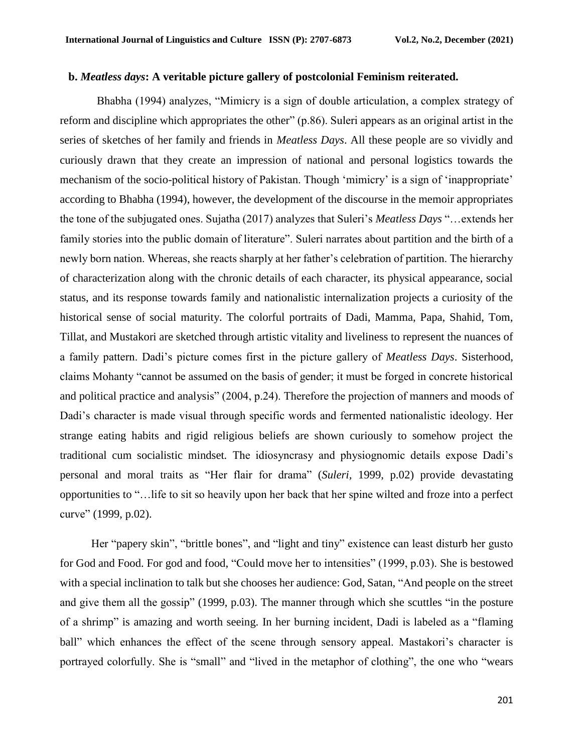**b. *Meatless days*: A veritable picture gallery of postcolonial Feminism reiterated.**

Bhabha (1994) analyzes, "Mimicry is a sign of double articulation, a complex strategy of reform and discipline which appropriates the other" (p.86). Suleri appears as an original artist in the series of sketches of her family and friends in *Meatless Days*. All these people are so vividly and curiously drawn that they create an impression of national and personal logistics towards the mechanism of the socio-political history of Pakistan. Though 'mimicry' is a sign of 'inappropriate' according to Bhabha (1994), however, the development of the discourse in the memoir appropriates the tone of the subjugated ones. Sujatha (2017) analyzes that Suleri's *Meatless Days* "…extends her family stories into the public domain of literature". Suleri narrates about partition and the birth of a newly born nation. Whereas, she reacts sharply at her father's celebration of partition. The hierarchy of characterization along with the chronic details of each character, its physical appearance, social status, and its response towards family and nationalistic internalization projects a curiosity of the historical sense of social maturity. The colorful portraits of Dadi, Mamma, Papa, Shahid, Tom, Tillat, and Mustakori are sketched through artistic vitality and liveliness to represent the nuances of a family pattern. Dadi's picture comes first in the picture gallery of *Meatless Days*. Sisterhood, claims Mohanty "cannot be assumed on the basis of gender; it must be forged in concrete historical and political practice and analysis" (2004, p.24). Therefore the projection of manners and moods of Dadi's character is made visual through specific words and fermented nationalistic ideology. Her strange eating habits and rigid religious beliefs are shown curiously to somehow project the traditional cum socialistic mindset. The idiosyncrasy and physiognomic details expose Dadi's personal and moral traits as "Her flair for drama" (*Suleri*, 1999, p.02) provide devastating opportunities to "…life to sit so heavily upon her back that her spine wilted and froze into a perfect curve" (1999, p.02).

Her "papery skin", "brittle bones", and "light and tiny" existence can least disturb her gusto for God and Food. For god and food, "Could move her to intensities" (1999, p.03). She is bestowed with a special inclination to talk but she chooses her audience: God, Satan, "And people on the street and give them all the gossip" (1999, p.03). The manner through which she scuttles "in the posture of a shrimp" is amazing and worth seeing. In her burning incident, Dadi is labeled as a "flaming ball" which enhances the effect of the scene through sensory appeal. Mastakori's character is portrayed colorfully. She is "small" and "lived in the metaphor of clothing", the one who "wears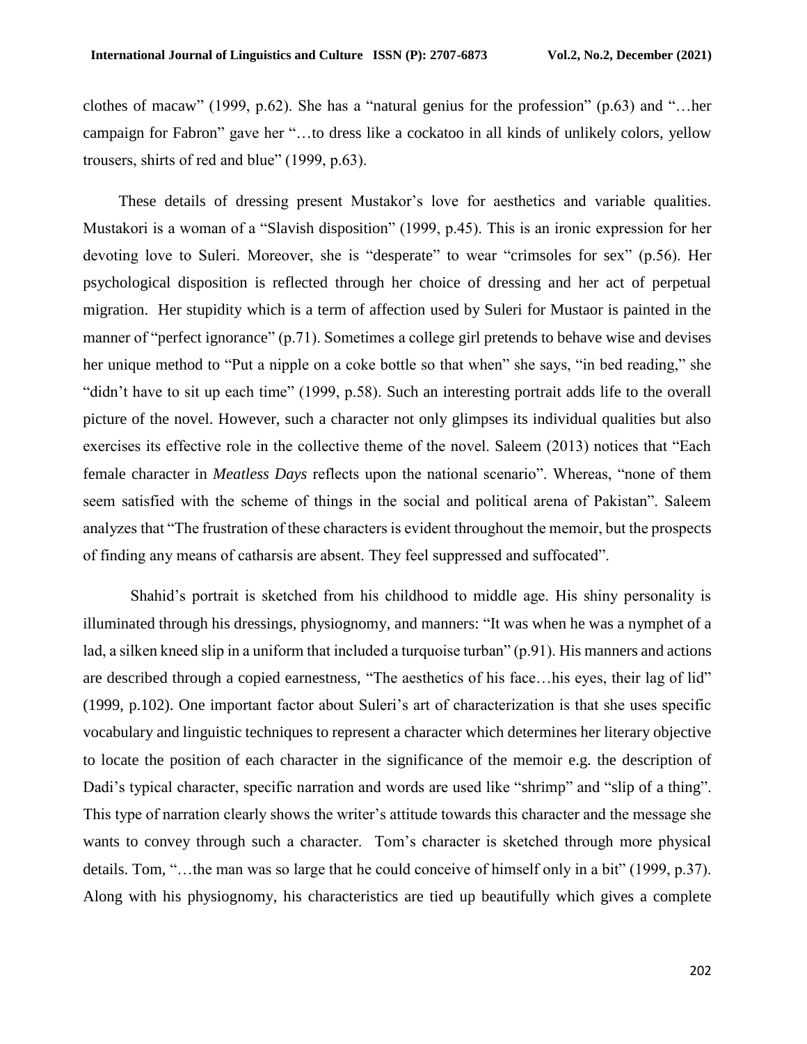clothes of macaw" (1999, p.62). She has a "natural genius for the profession" (p.63) and "…her campaign for Fabron" gave her "…to dress like a cockatoo in all kinds of unlikely colors, yellow trousers, shirts of red and blue" (1999, p.63).

These details of dressing present Mustakor's love for aesthetics and variable qualities. Mustakori is a woman of a "Slavish disposition" (1999, p.45). This is an ironic expression for her devoting love to Suleri. Moreover, she is "desperate" to wear "crimsoles for sex" (p.56). Her psychological disposition is reflected through her choice of dressing and her act of perpetual migration. Her stupidity which is a term of affection used by Suleri for Mustaor is painted in the manner of "perfect ignorance" (p.71). Sometimes a college girl pretends to behave wise and devises her unique method to "Put a nipple on a coke bottle so that when" she says, "in bed reading," she "didn't have to sit up each time" (1999, p.58). Such an interesting portrait adds life to the overall picture of the novel. However, such a character not only glimpses its individual qualities but also exercises its effective role in the collective theme of the novel. Saleem (2013) notices that "Each female character in *Meatless Days* reflects upon the national scenario". Whereas, "none of them seem satisfied with the scheme of things in the social and political arena of Pakistan". Saleem analyzes that "The frustration of these characters is evident throughout the memoir, but the prospects of finding any means of catharsis are absent. They feel suppressed and suffocated".

Shahid's portrait is sketched from his childhood to middle age. His shiny personality is illuminated through his dressings, physiognomy, and manners: "It was when he was a nymphet of a lad, a silken kneed slip in a uniform that included a turquoise turban" (p.91). His manners and actions are described through a copied earnestness, "The aesthetics of his face…his eyes, their lag of lid" (1999, p.102). One important factor about Suleri's art of characterization is that she uses specific vocabulary and linguistic techniques to represent a character which determines her literary objective to locate the position of each character in the significance of the memoir e.g. the description of Dadi's typical character, specific narration and words are used like "shrimp" and "slip of a thing". This type of narration clearly shows the writer's attitude towards this character and the message she wants to convey through such a character. Tom's character is sketched through more physical details. Tom, "…the man was so large that he could conceive of himself only in a bit" (1999, p.37). Along with his physiognomy, his characteristics are tied up beautifully which gives a complete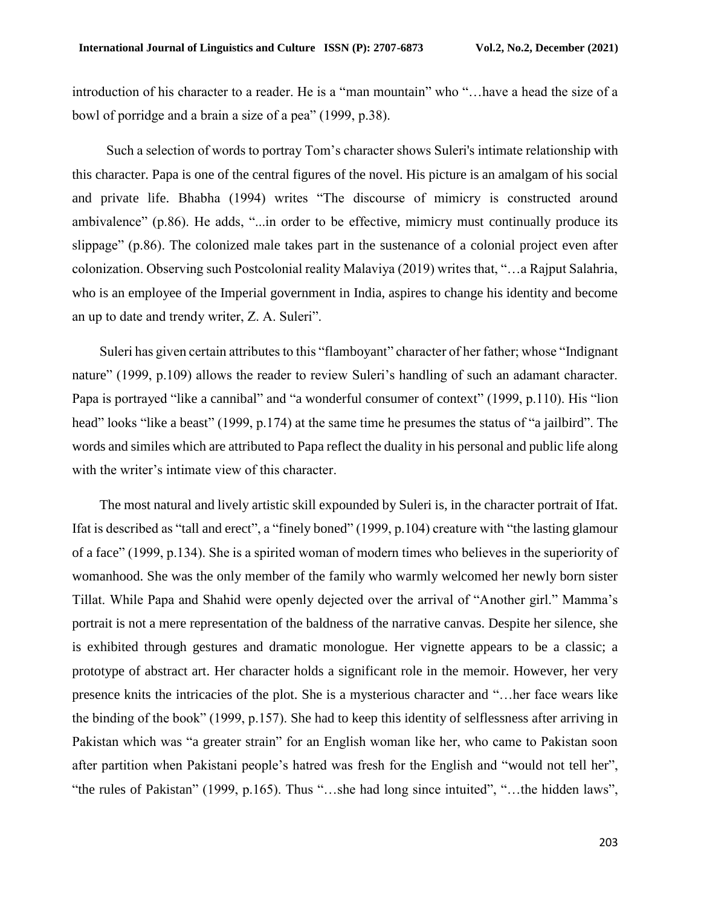introduction of his character to a reader. He is a "man mountain" who "…have a head the size of a bowl of porridge and a brain a size of a pea" (1999, p.38).

Such a selection of words to portray Tom's character shows Suleri's intimate relationship with this character. Papa is one of the central figures of the novel. His picture is an amalgam of his social and private life. Bhabha (1994) writes "The discourse of mimicry is constructed around ambivalence" (p.86). He adds, "...in order to be effective, mimicry must continually produce its slippage" (p.86). The colonized male takes part in the sustenance of a colonial project even after colonization. Observing such Postcolonial reality Malaviya (2019) writes that, "…a Rajput Salahria, who is an employee of the Imperial government in India, aspires to change his identity and become an up to date and trendy writer, Z. A. Suleri".

Suleri has given certain attributes to this "flamboyant" character of her father; whose "Indignant nature" (1999, p.109) allows the reader to review Suleri's handling of such an adamant character. Papa is portrayed "like a cannibal" and "a wonderful consumer of context" (1999, p.110). His "lion head" looks "like a beast" (1999, p.174) at the same time he presumes the status of "a jailbird". The words and similes which are attributed to Papa reflect the duality in his personal and public life along with the writer's intimate view of this character.

The most natural and lively artistic skill expounded by Suleri is, in the character portrait of Ifat. Ifat is described as "tall and erect", a "finely boned" (1999, p.104) creature with "the lasting glamour of a face" (1999, p.134). She is a spirited woman of modern times who believes in the superiority of womanhood. She was the only member of the family who warmly welcomed her newly born sister Tillat. While Papa and Shahid were openly dejected over the arrival of "Another girl." Mamma's portrait is not a mere representation of the baldness of the narrative canvas. Despite her silence, she is exhibited through gestures and dramatic monologue. Her vignette appears to be a classic; a prototype of abstract art. Her character holds a significant role in the memoir. However, her very presence knits the intricacies of the plot. She is a mysterious character and "…her face wears like the binding of the book" (1999, p.157). She had to keep this identity of selflessness after arriving in Pakistan which was "a greater strain" for an English woman like her, who came to Pakistan soon after partition when Pakistani people's hatred was fresh for the English and "would not tell her", "the rules of Pakistan" (1999, p.165). Thus "…she had long since intuited", "…the hidden laws",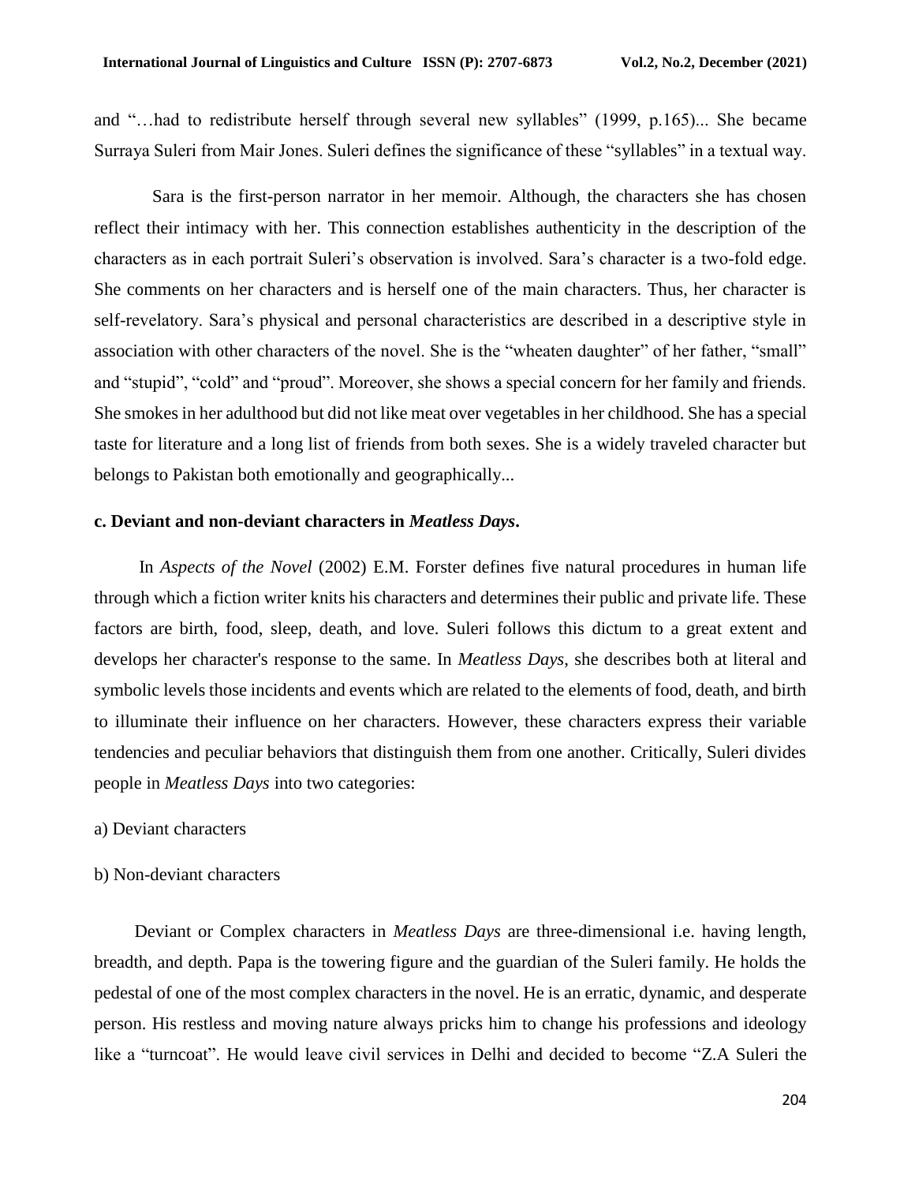and "…had to redistribute herself through several new syllables" (1999, p.165)... She became Surraya Suleri from Mair Jones. Suleri defines the significance of these "syllables" in a textual way.

Sara is the first-person narrator in her memoir. Although, the characters she has chosen reflect their intimacy with her. This connection establishes authenticity in the description of the characters as in each portrait Suleri's observation is involved. Sara's character is a two-fold edge. She comments on her characters and is herself one of the main characters. Thus, her character is self-revelatory. Sara's physical and personal characteristics are described in a descriptive style in association with other characters of the novel. She is the "wheaten daughter" of her father, "small" and "stupid", "cold" and "proud". Moreover, she shows a special concern for her family and friends. She smokes in her adulthood but did not like meat over vegetables in her childhood. She has a special taste for literature and a long list of friends from both sexes. She is a widely traveled character but belongs to Pakistan both emotionally and geographically...

### c. Deviant and non-deviant characters in *Meatless Days*.

In *Aspects of the Novel* (2002) E.M. Forster defines five natural procedures in human life through which a fiction writer knits his characters and determines their public and private life. These factors are birth, food, sleep, death, and love. Suleri follows this dictum to a great extent and develops her character's response to the same. In *Meatless Days*, she describes both at literal and symbolic levels those incidents and events which are related to the elements of food, death, and birth to illuminate their influence on her characters. However, these characters express their variable tendencies and peculiar behaviors that distinguish them from one another. Critically, Suleri divides people in *Meatless Days* into two categories:

a) Deviant characters

b) Non-deviant characters

Deviant or Complex characters in *Meatless Days* are three-dimensional i.e. having length, breadth, and depth. Papa is the towering figure and the guardian of the Suleri family. He holds the pedestal of one of the most complex characters in the novel. He is an erratic, dynamic, and desperate person. His restless and moving nature always pricks him to change his professions and ideology like a "turncoat". He would leave civil services in Delhi and decided to become "Z.A Suleri the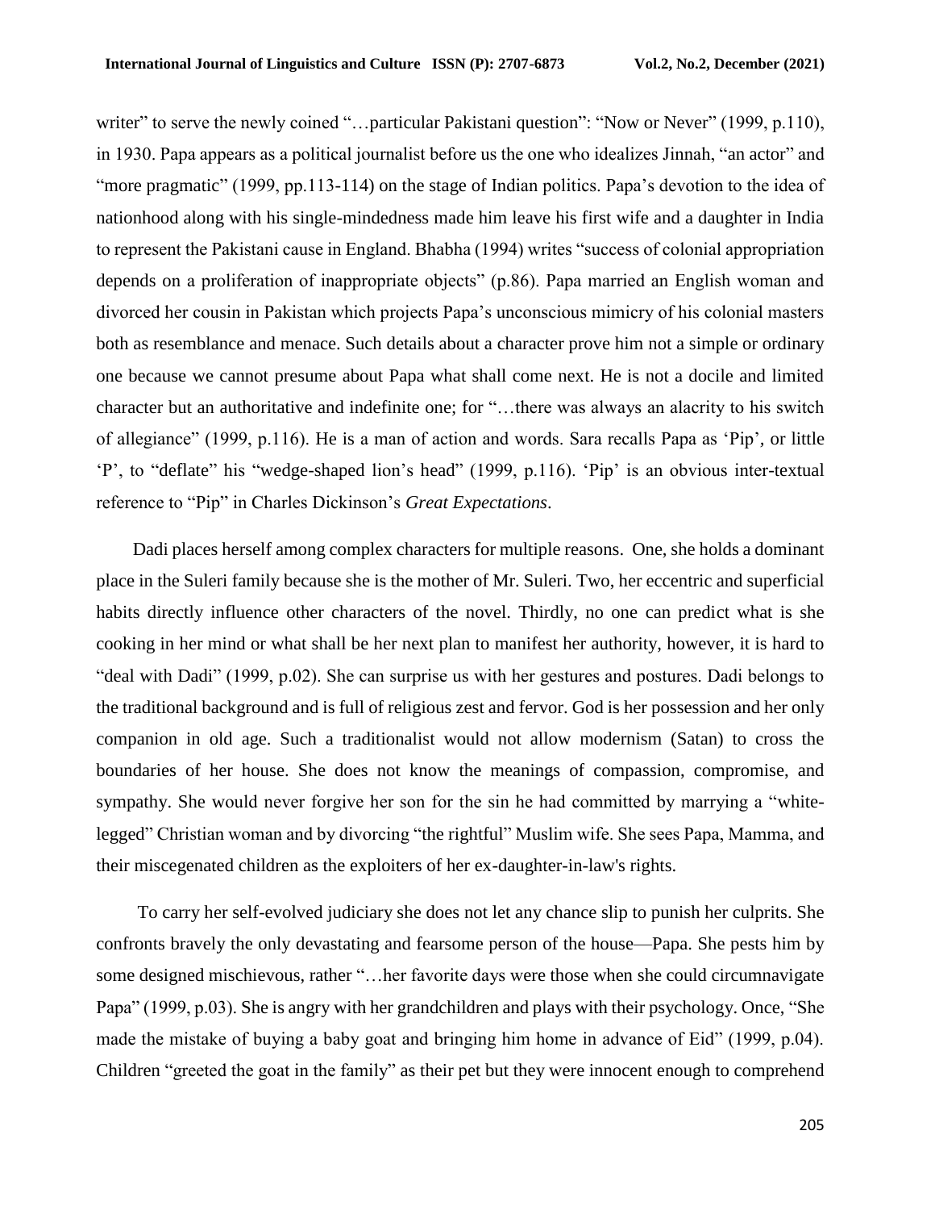writer" to serve the newly coined "…particular Pakistani question": "Now or Never" (1999, p.110), in 1930. Papa appears as a political journalist before us the one who idealizes Jinnah, "an actor" and "more pragmatic" (1999, pp.113-114) on the stage of Indian politics. Papa's devotion to the idea of nationhood along with his single-mindedness made him leave his first wife and a daughter in India to represent the Pakistani cause in England. Bhabha (1994) writes "success of colonial appropriation depends on a proliferation of inappropriate objects" (p.86). Papa married an English woman and divorced her cousin in Pakistan which projects Papa's unconscious mimicry of his colonial masters both as resemblance and menace. Such details about a character prove him not a simple or ordinary one because we cannot presume about Papa what shall come next. He is not a docile and limited character but an authoritative and indefinite one; for "…there was always an alacrity to his switch of allegiance" (1999, p.116). He is a man of action and words. Sara recalls Papa as 'Pip', or little 'P', to "deflate" his "wedge-shaped lion's head" (1999, p.116). 'Pip' is an obvious inter-textual reference to "Pip" in Charles Dickinson's *Great Expectations*.

Dadi places herself among complex characters for multiple reasons. One, she holds a dominant place in the Suleri family because she is the mother of Mr. Suleri. Two, her eccentric and superficial habits directly influence other characters of the novel. Thirdly, no one can predict what is she cooking in her mind or what shall be her next plan to manifest her authority, however, it is hard to "deal with Dadi" (1999, p.02). She can surprise us with her gestures and postures. Dadi belongs to the traditional background and is full of religious zest and fervor. God is her possession and her only companion in old age. Such a traditionalist would not allow modernism (Satan) to cross the boundaries of her house. She does not know the meanings of compassion, compromise, and sympathy. She would never forgive her son for the sin he had committed by marrying a "white-legged" Christian woman and by divorcing "the rightful" Muslim wife. She sees Papa, Mamma, and their miscegenated children as the exploiters of her ex-daughter-in-law's rights.

To carry her self-evolved judiciary she does not let any chance slip to punish her culprits. She confronts bravely the only devastating and fearsome person of the house—Papa. She pests him by some designed mischievous, rather "…her favorite days were those when she could circumnavigate Papa" (1999, p.03). She is angry with her grandchildren and plays with their psychology. Once, "She made the mistake of buying a baby goat and bringing him home in advance of Eid" (1999, p.04). Children "greeted the goat in the family" as their pet but they were innocent enough to comprehend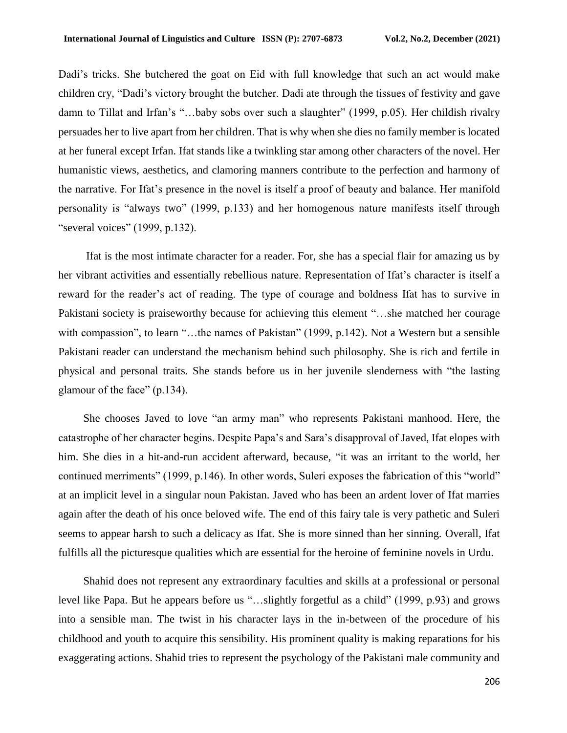Dadi's tricks. She butchered the goat on Eid with full knowledge that such an act would make children cry, "Dadi's victory brought the butcher. Dadi ate through the tissues of festivity and gave damn to Tillat and Irfan's "…baby sobs over such a slaughter" (1999, p.05). Her childish rivalry persuades her to live apart from her children. That is why when she dies no family member is located at her funeral except Irfan. Ifat stands like a twinkling star among other characters of the novel. Her humanistic views, aesthetics, and clamoring manners contribute to the perfection and harmony of the narrative. For Ifat's presence in the novel is itself a proof of beauty and balance. Her manifold personality is "always two" (1999, p.133) and her homogenous nature manifests itself through "several voices" (1999, p.132).

Ifat is the most intimate character for a reader. For, she has a special flair for amazing us by her vibrant activities and essentially rebellious nature. Representation of Ifat's character is itself a reward for the reader's act of reading. The type of courage and boldness Ifat has to survive in Pakistani society is praiseworthy because for achieving this element "…she matched her courage with compassion", to learn "…the names of Pakistan" (1999, p.142). Not a Western but a sensible Pakistani reader can understand the mechanism behind such philosophy. She is rich and fertile in physical and personal traits. She stands before us in her juvenile slenderness with "the lasting glamour of the face" (p.134).

She chooses Javed to love "an army man" who represents Pakistani manhood. Here, the catastrophe of her character begins. Despite Papa's and Sara's disapproval of Javed, Ifat elopes with him. She dies in a hit-and-run accident afterward, because, "it was an irritant to the world, her continued merriments" (1999, p.146). In other words, Suleri exposes the fabrication of this "world" at an implicit level in a singular noun Pakistan. Javed who has been an ardent lover of Ifat marries again after the death of his once beloved wife. The end of this fairy tale is very pathetic and Suleri seems to appear harsh to such a delicacy as Ifat. She is more sinned than her sinning. Overall, Ifat fulfills all the picturesque qualities which are essential for the heroine of feminine novels in Urdu.

Shahid does not represent any extraordinary faculties and skills at a professional or personal level like Papa. But he appears before us "…slightly forgetful as a child" (1999, p.93) and grows into a sensible man. The twist in his character lays in the in-between of the procedure of his childhood and youth to acquire this sensibility. His prominent quality is making reparations for his exaggerating actions. Shahid tries to represent the psychology of the Pakistani male community and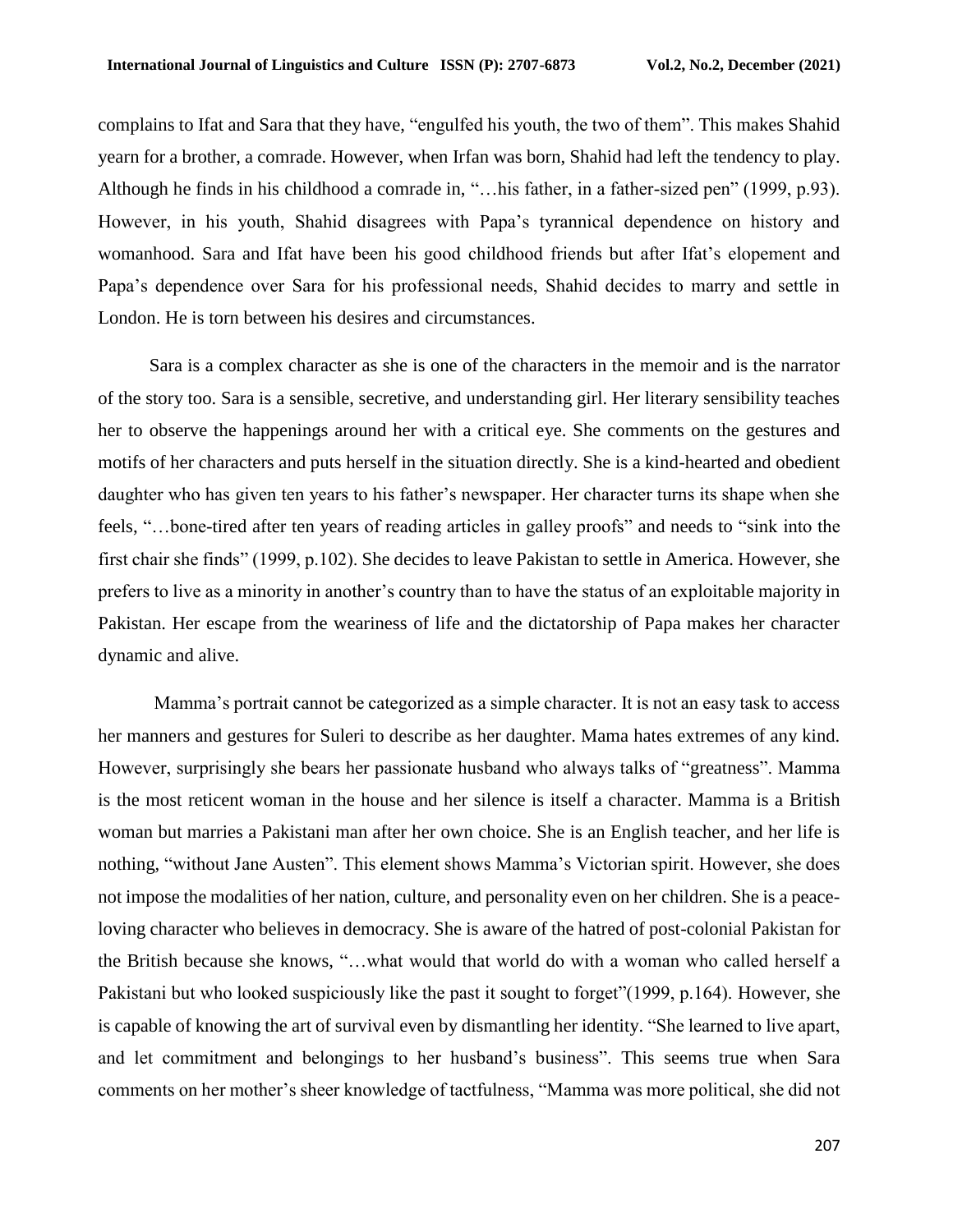complains to Ifat and Sara that they have, "engulfed his youth, the two of them". This makes Shahid yearn for a brother, a comrade. However, when Irfan was born, Shahid had left the tendency to play. Although he finds in his childhood a comrade in, "…his father, in a father-sized pen" (1999, p.93). However, in his youth, Shahid disagrees with Papa's tyrannical dependence on history and womanhood. Sara and Ifat have been his good childhood friends but after Ifat's elopement and Papa's dependence over Sara for his professional needs, Shahid decides to marry and settle in London. He is torn between his desires and circumstances.

Sara is a complex character as she is one of the characters in the memoir and is the narrator of the story too. Sara is a sensible, secretive, and understanding girl. Her literary sensibility teaches her to observe the happenings around her with a critical eye. She comments on the gestures and motifs of her characters and puts herself in the situation directly. She is a kind-hearted and obedient daughter who has given ten years to his father's newspaper. Her character turns its shape when she feels, "…bone-tired after ten years of reading articles in galley proofs" and needs to "sink into the first chair she finds" (1999, p.102). She decides to leave Pakistan to settle in America. However, she prefers to live as a minority in another's country than to have the status of an exploitable majority in Pakistan. Her escape from the weariness of life and the dictatorship of Papa makes her character dynamic and alive.

Mamma's portrait cannot be categorized as a simple character. It is not an easy task to access her manners and gestures for Suleri to describe as her daughter. Mama hates extremes of any kind. However, surprisingly she bears her passionate husband who always talks of "greatness". Mamma is the most reticent woman in the house and her silence is itself a character. Mamma is a British woman but marries a Pakistani man after her own choice. She is an English teacher, and her life is nothing, "without Jane Austen". This element shows Mamma's Victorian spirit. However, she does not impose the modalities of her nation, culture, and personality even on her children. She is a peace-loving character who believes in democracy. She is aware of the hatred of post-colonial Pakistan for the British because she knows, "…what would that world do with a woman who called herself a Pakistani but who looked suspiciously like the past it sought to forget"(1999, p.164). However, she is capable of knowing the art of survival even by dismantling her identity. "She learned to live apart, and let commitment and belongings to her husband's business". This seems true when Sara comments on her mother's sheer knowledge of tactfulness, "Mamma was more political, she did not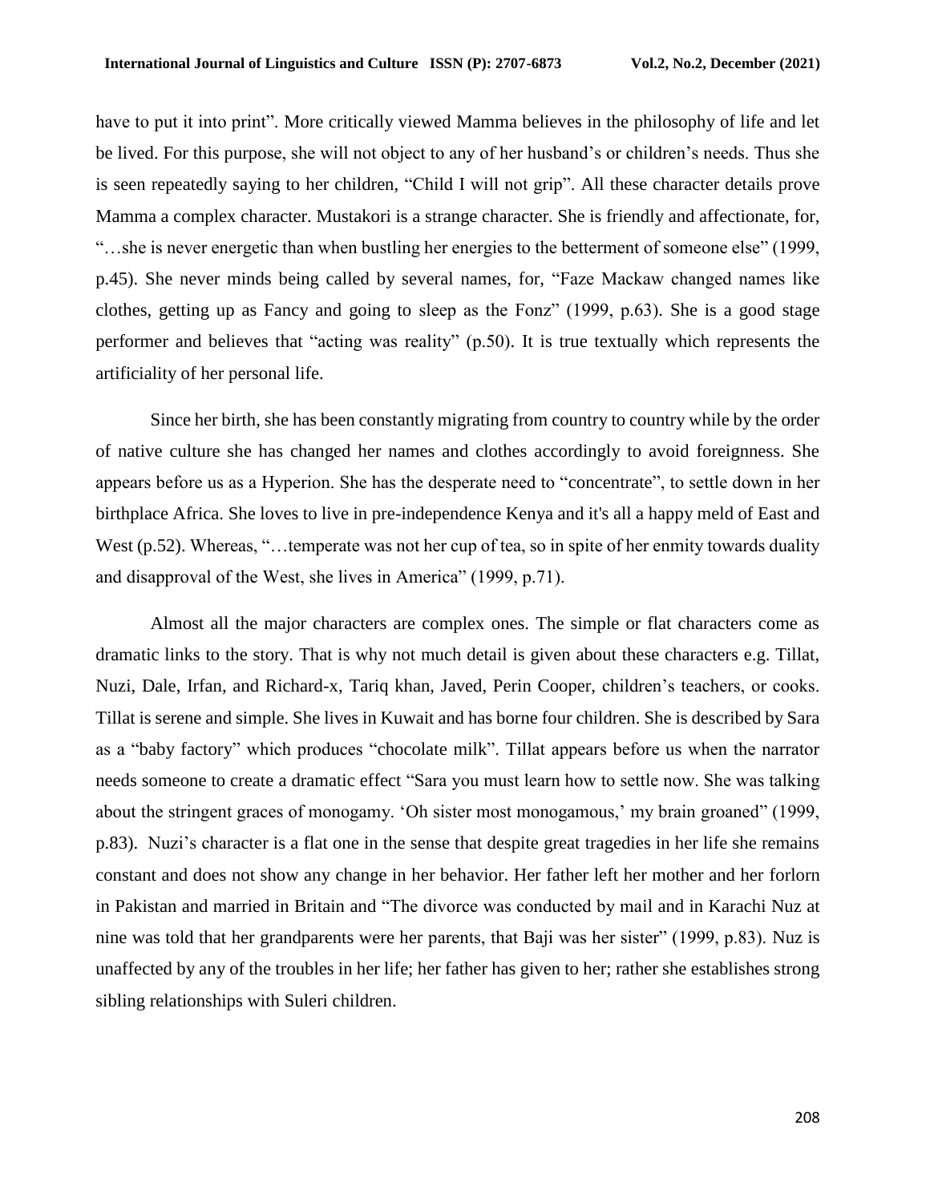have to put it into print". More critically viewed Mamma believes in the philosophy of life and let be lived. For this purpose, she will not object to any of her husband's or children's needs. Thus she is seen repeatedly saying to her children, "Child I will not grip". All these character details prove Mamma a complex character. Mustakori is a strange character. She is friendly and affectionate, for, "…she is never energetic than when bustling her energies to the betterment of someone else" (1999, p.45). She never minds being called by several names, for, "Faze Mackaw changed names like clothes, getting up as Fancy and going to sleep as the Fonz" (1999, p.63). She is a good stage performer and believes that "acting was reality" (p.50). It is true textually which represents the artificiality of her personal life.

Since her birth, she has been constantly migrating from country to country while by the order of native culture she has changed her names and clothes accordingly to avoid foreignness. She appears before us as a Hyperion. She has the desperate need to "concentrate", to settle down in her birthplace Africa. She loves to live in pre-independence Kenya and it's all a happy meld of East and West (p.52). Whereas, "…temperate was not her cup of tea, so in spite of her enmity towards duality and disapproval of the West, she lives in America" (1999, p.71).

Almost all the major characters are complex ones. The simple or flat characters come as dramatic links to the story. That is why not much detail is given about these characters e.g. Tillat, Nuzi, Dale, Irfan, and Richard-x, Tariq khan, Javed, Perin Cooper, children's teachers, or cooks. Tillat is serene and simple. She lives in Kuwait and has borne four children. She is described by Sara as a "baby factory" which produces "chocolate milk". Tillat appears before us when the narrator needs someone to create a dramatic effect "Sara you must learn how to settle now. She was talking about the stringent graces of monogamy. 'Oh sister most monogamous,' my brain groaned" (1999, p.83). Nuzi's character is a flat one in the sense that despite great tragedies in her life she remains constant and does not show any change in her behavior. Her father left her mother and her forlorn in Pakistan and married in Britain and "The divorce was conducted by mail and in Karachi Nuz at nine was told that her grandparents were her parents, that Baji was her sister" (1999, p.83). Nuz is unaffected by any of the troubles in her life; her father has given to her; rather she establishes strong sibling relationships with Suleri children.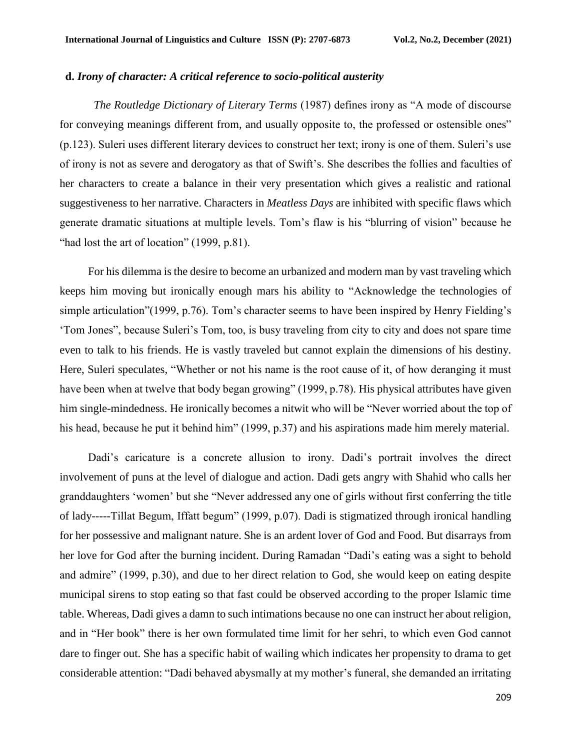**d.** ***Irony of character: A critical reference to socio-political austerity***

*The Routledge Dictionary of Literary Terms* (1987) defines irony as "A mode of discourse for conveying meanings different from, and usually opposite to, the professed or ostensible ones" (p.123). Suleri uses different literary devices to construct her text; irony is one of them. Suleri's use of irony is not as severe and derogatory as that of Swift's. She describes the follies and faculties of her characters to create a balance in their very presentation which gives a realistic and rational suggestiveness to her narrative. Characters in *Meatless Days* are inhibited with specific flaws which generate dramatic situations at multiple levels. Tom's flaw is his "blurring of vision" because he "had lost the art of location" (1999, p.81).

For his dilemma is the desire to become an urbanized and modern man by vast traveling which keeps him moving but ironically enough mars his ability to "Acknowledge the technologies of simple articulation"(1999, p.76). Tom's character seems to have been inspired by Henry Fielding's 'Tom Jones", because Suleri's Tom, too, is busy traveling from city to city and does not spare time even to talk to his friends. He is vastly traveled but cannot explain the dimensions of his destiny. Here, Suleri speculates, "Whether or not his name is the root cause of it, of how deranging it must have been when at twelve that body began growing" (1999, p.78). His physical attributes have given him single-mindedness. He ironically becomes a nitwit who will be "Never worried about the top of his head, because he put it behind him" (1999, p.37) and his aspirations made him merely material.

Dadi's caricature is a concrete allusion to irony. Dadi's portrait involves the direct involvement of puns at the level of dialogue and action. Dadi gets angry with Shahid who calls her granddaughters 'women' but she "Never addressed any one of girls without first conferring the title of lady-----Tillat Begum, Iffatt begum" (1999, p.07). Dadi is stigmatized through ironical handling for her possessive and malignant nature. She is an ardent lover of God and Food. But disarrays from her love for God after the burning incident. During Ramadan "Dadi's eating was a sight to behold and admire" (1999, p.30), and due to her direct relation to God, she would keep on eating despite municipal sirens to stop eating so that fast could be observed according to the proper Islamic time table. Whereas, Dadi gives a damn to such intimations because no one can instruct her about religion, and in "Her book" there is her own formulated time limit for her sehri, to which even God cannot dare to finger out. She has a specific habit of wailing which indicates her propensity to drama to get considerable attention: "Dadi behaved abysmally at my mother's funeral, she demanded an irritating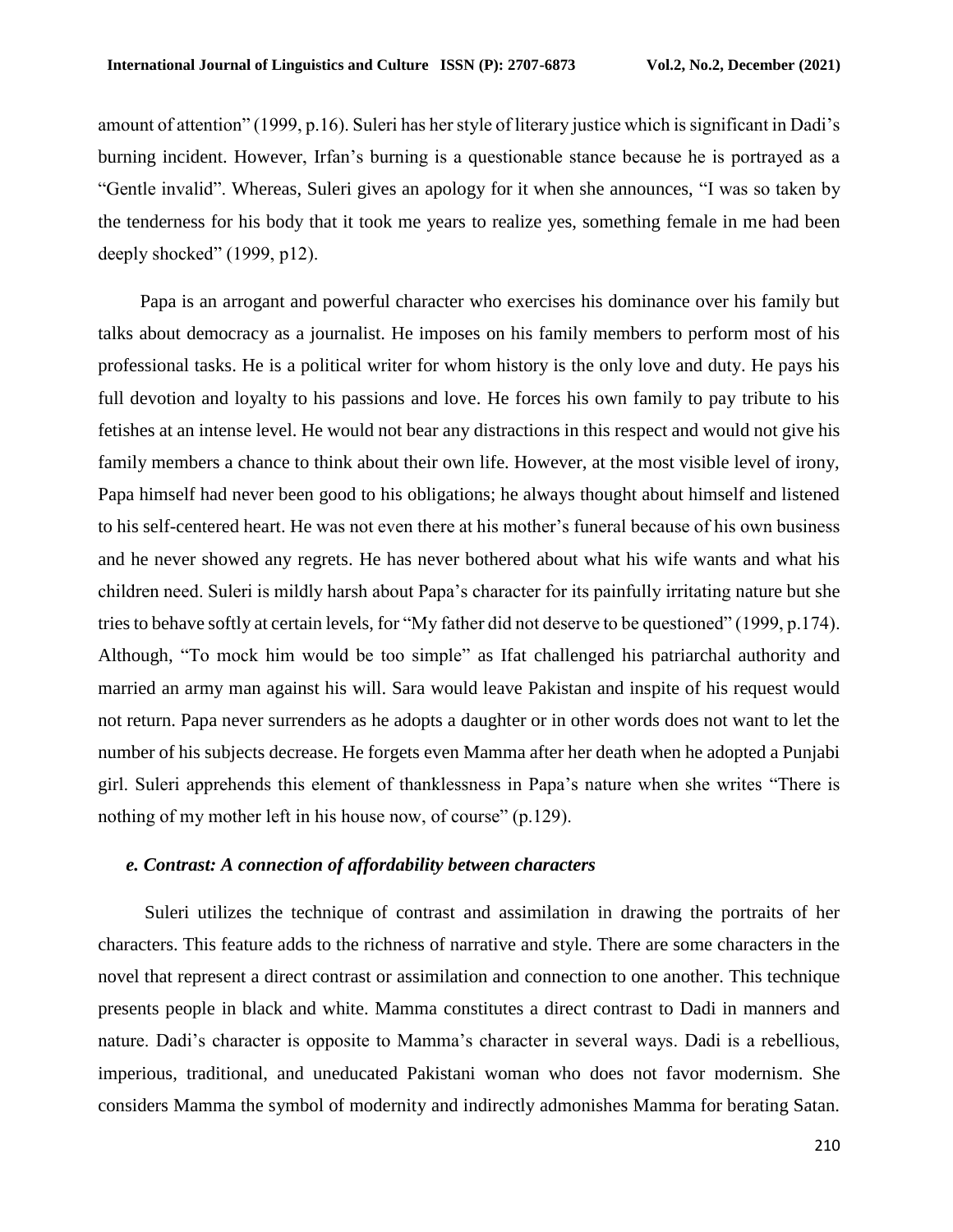amount of attention" (1999, p.16). Suleri has her style of literary justice which is significant in Dadi's burning incident. However, Irfan's burning is a questionable stance because he is portrayed as a "Gentle invalid". Whereas, Suleri gives an apology for it when she announces, "I was so taken by the tenderness for his body that it took me years to realize yes, something female in me had been deeply shocked" (1999, p12).

Papa is an arrogant and powerful character who exercises his dominance over his family but talks about democracy as a journalist. He imposes on his family members to perform most of his professional tasks. He is a political writer for whom history is the only love and duty. He pays his full devotion and loyalty to his passions and love. He forces his own family to pay tribute to his fetishes at an intense level. He would not bear any distractions in this respect and would not give his family members a chance to think about their own life. However, at the most visible level of irony, Papa himself had never been good to his obligations; he always thought about himself and listened to his self-centered heart. He was not even there at his mother's funeral because of his own business and he never showed any regrets. He has never bothered about what his wife wants and what his children need. Suleri is mildly harsh about Papa's character for its painfully irritating nature but she tries to behave softly at certain levels, for "My father did not deserve to be questioned" (1999, p.174). Although, "To mock him would be too simple" as Ifat challenged his patriarchal authority and married an army man against his will. Sara would leave Pakistan and inspite of his request would not return. Papa never surrenders as he adopts a daughter or in other words does not want to let the number of his subjects decrease. He forgets even Mamma after her death when he adopted a Punjabi girl. Suleri apprehends this element of thanklessness in Papa's nature when she writes "There is nothing of my mother left in his house now, of course" (p.129).

### *e. Contrast: A connection of affordability between characters*

Suleri utilizes the technique of contrast and assimilation in drawing the portraits of her characters. This feature adds to the richness of narrative and style. There are some characters in the novel that represent a direct contrast or assimilation and connection to one another. This technique presents people in black and white. Mamma constitutes a direct contrast to Dadi in manners and nature. Dadi's character is opposite to Mamma's character in several ways. Dadi is a rebellious, imperious, traditional, and uneducated Pakistani woman who does not favor modernism. She considers Mamma the symbol of modernity and indirectly admonishes Mamma for berating Satan.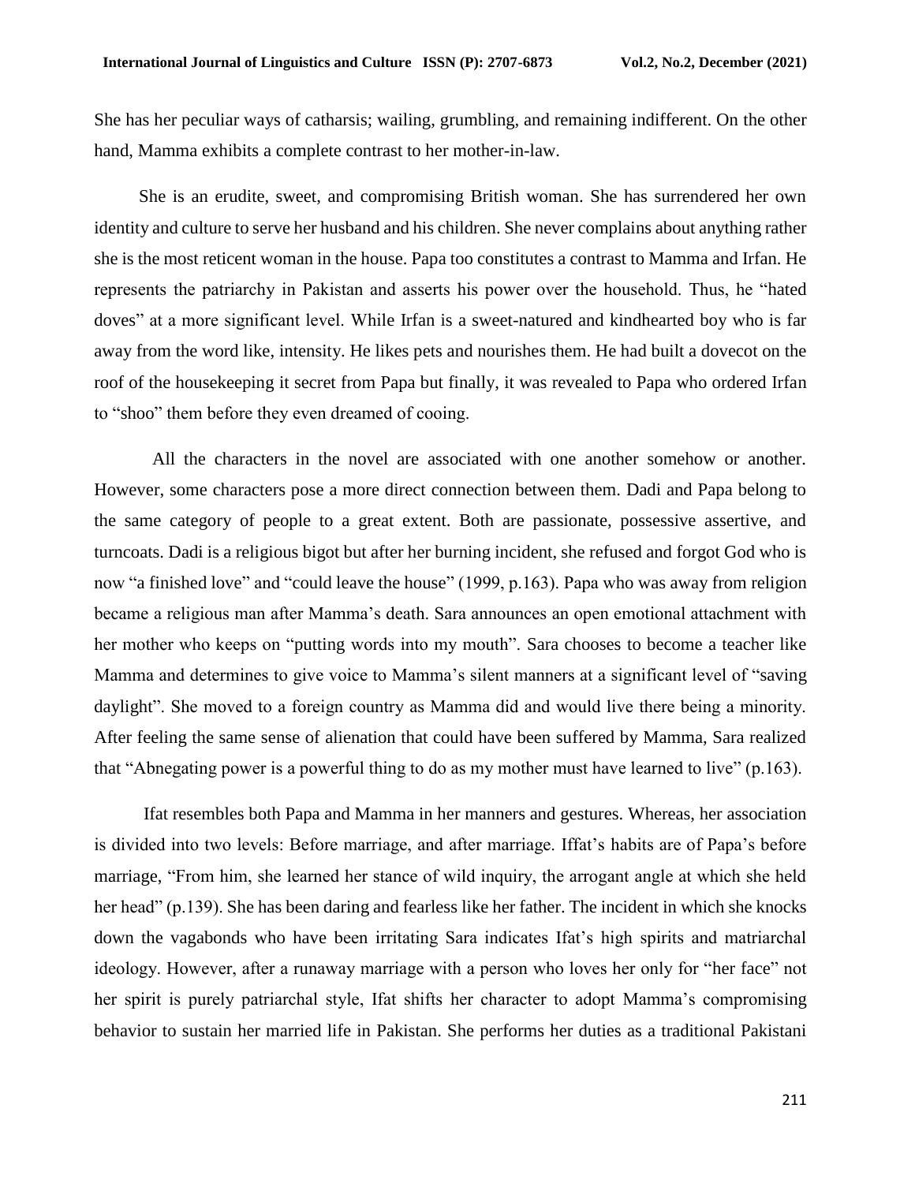She has her peculiar ways of catharsis; wailing, grumbling, and remaining indifferent. On the other hand, Mamma exhibits a complete contrast to her mother-in-law.

She is an erudite, sweet, and compromising British woman. She has surrendered her own identity and culture to serve her husband and his children. She never complains about anything rather she is the most reticent woman in the house. Papa too constitutes a contrast to Mamma and Irfan. He represents the patriarchy in Pakistan and asserts his power over the household. Thus, he "hated doves" at a more significant level. While Irfan is a sweet-natured and kindhearted boy who is far away from the word like, intensity. He likes pets and nourishes them. He had built a dovecot on the roof of the housekeeping it secret from Papa but finally, it was revealed to Papa who ordered Irfan to "shoo" them before they even dreamed of cooing.

All the characters in the novel are associated with one another somehow or another. However, some characters pose a more direct connection between them. Dadi and Papa belong to the same category of people to a great extent. Both are passionate, possessive assertive, and turncoats. Dadi is a religious bigot but after her burning incident, she refused and forgot God who is now "a finished love" and "could leave the house" (1999, p.163). Papa who was away from religion became a religious man after Mamma's death. Sara announces an open emotional attachment with her mother who keeps on "putting words into my mouth". Sara chooses to become a teacher like Mamma and determines to give voice to Mamma's silent manners at a significant level of "saving daylight". She moved to a foreign country as Mamma did and would live there being a minority. After feeling the same sense of alienation that could have been suffered by Mamma, Sara realized that "Abnegating power is a powerful thing to do as my mother must have learned to live" (p.163).

Ifat resembles both Papa and Mamma in her manners and gestures. Whereas, her association is divided into two levels: Before marriage, and after marriage. Iffat's habits are of Papa's before marriage, "From him, she learned her stance of wild inquiry, the arrogant angle at which she held her head" (p.139). She has been daring and fearless like her father. The incident in which she knocks down the vagabonds who have been irritating Sara indicates Ifat's high spirits and matriarchal ideology. However, after a runaway marriage with a person who loves her only for "her face" not her spirit is purely patriarchal style, Ifat shifts her character to adopt Mamma's compromising behavior to sustain her married life in Pakistan. She performs her duties as a traditional Pakistani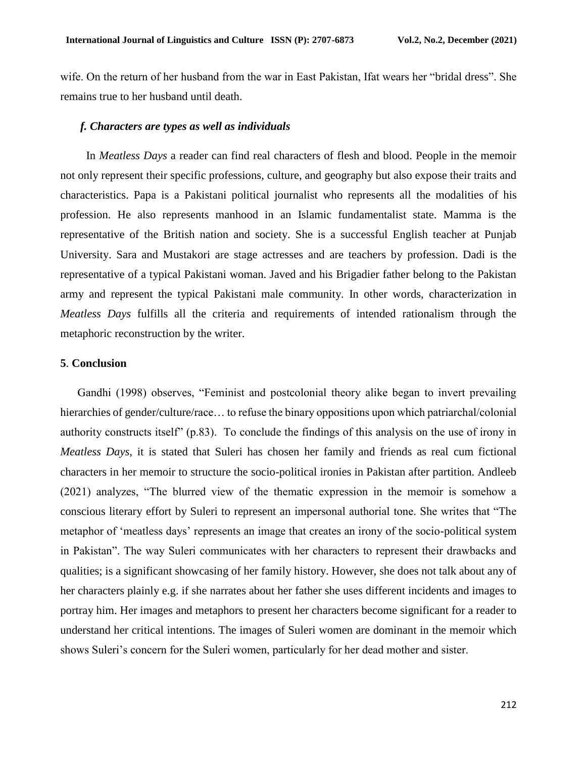wife. On the return of her husband from the war in East Pakistan, Ifat wears her "bridal dress". She remains true to her husband until death.

### *f. Characters are types as well as individuals*

In *Meatless Days* a reader can find real characters of flesh and blood. People in the memoir not only represent their specific professions, culture, and geography but also expose their traits and characteristics. Papa is a Pakistani political journalist who represents all the modalities of his profession. He also represents manhood in an Islamic fundamentalist state. Mamma is the representative of the British nation and society. She is a successful English teacher at Punjab University. Sara and Mustakori are stage actresses and are teachers by profession. Dadi is the representative of a typical Pakistani woman. Javed and his Brigadier father belong to the Pakistan army and represent the typical Pakistani male community. In other words, characterization in *Meatless Days* fulfills all the criteria and requirements of intended rationalism through the metaphoric reconstruction by the writer.

## 5. Conclusion

Gandhi (1998) observes, "Feminist and postcolonial theory alike began to invert prevailing hierarchies of gender/culture/race… to refuse the binary oppositions upon which patriarchal/colonial authority constructs itself" (p.83). To conclude the findings of this analysis on the use of irony in *Meatless Days*, it is stated that Suleri has chosen her family and friends as real cum fictional characters in her memoir to structure the socio-political ironies in Pakistan after partition. Andleeb (2021) analyzes, "The blurred view of the thematic expression in the memoir is somehow a conscious literary effort by Suleri to represent an impersonal authorial tone. She writes that "The metaphor of 'meatless days' represents an image that creates an irony of the socio-political system in Pakistan". The way Suleri communicates with her characters to represent their drawbacks and qualities; is a significant showcasing of her family history. However, she does not talk about any of her characters plainly e.g. if she narrates about her father she uses different incidents and images to portray him. Her images and metaphors to present her characters become significant for a reader to understand her critical intentions. The images of Suleri women are dominant in the memoir which shows Suleri's concern for the Suleri women, particularly for her dead mother and sister.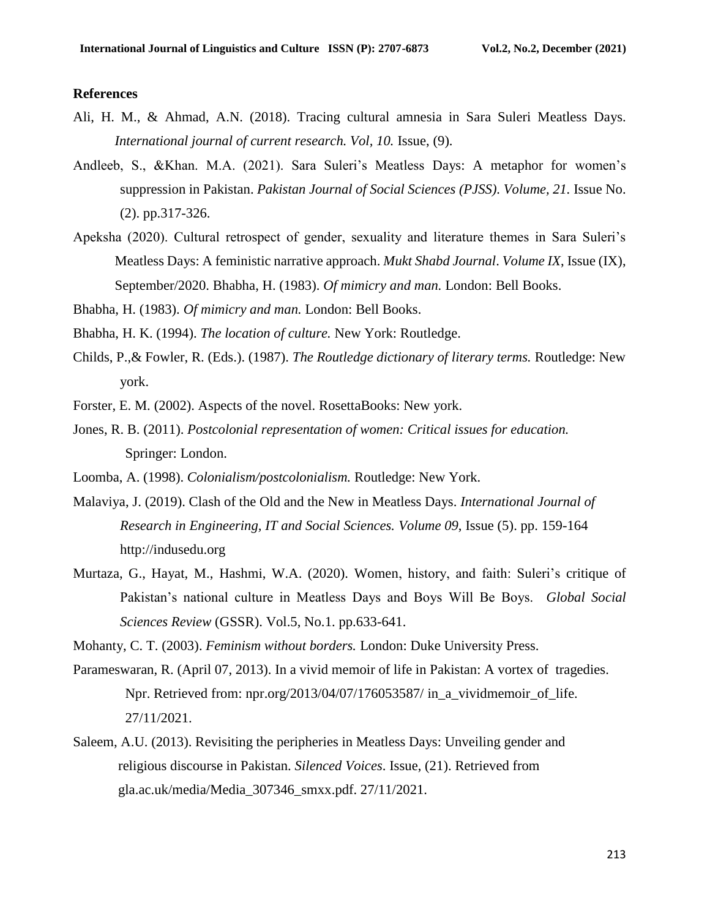## References

Ali, H. M., & Ahmad, A.N. (2018). Tracing cultural amnesia in Sara Suleri Meatless Days. *International journal of current research. Vol, 10.* Issue, (9).

Andleeb, S., &Khan. M.A. (2021). Sara Suleri's Meatless Days: A metaphor for women's suppression in Pakistan. *Pakistan Journal of Social Sciences (PJSS). Volume, 21.* Issue No. (2). pp.317-326.

Apeksha (2020). Cultural retrospect of gender, sexuality and literature themes in Sara Suleri's Meatless Days: A feministic narrative approach. *Mukt Shabd Journal*. *Volume IX*, Issue (IX), September/2020. Bhabha, H. (1983). *Of mimicry and man.* London: Bell Books.

Bhabha, H. (1983). *Of mimicry and man.* London: Bell Books.

Bhabha, H. K. (1994). *The location of culture.* New York: Routledge.

Childs, P.,& Fowler, R. (Eds.). (1987). *The Routledge dictionary of literary terms.* Routledge: New york.

Forster, E. M. (2002). Aspects of the novel. RosettaBooks: New york.

Jones, R. B. (2011). *Postcolonial representation of women: Critical issues for education.* Springer: London.

Loomba, A. (1998). *Colonialism/postcolonialism.* Routledge: New York.

Malaviya, J. (2019). Clash of the Old and the New in Meatless Days. *International Journal of Research in Engineering, IT and Social Sciences. Volume 09*, Issue (5). pp. 159-164 http://indusedu.org

Murtaza, G., Hayat, M., Hashmi, W.A. (2020). Women, history, and faith: Suleri's critique of Pakistan's national culture in Meatless Days and Boys Will Be Boys. *Global Social Sciences Review* (GSSR). Vol.5, No.1. pp.633-641.

Mohanty, C. T. (2003). *Feminism without borders.* London: Duke University Press.

Parameswaran, R. (April 07, 2013). In a vivid memoir of life in Pakistan: A vortex of tragedies. Npr. Retrieved from: npr.org/2013/04/07/176053587/ in_a_vividmemoir_of_life. 27/11/2021.

Saleem, A.U. (2013). Revisiting the peripheries in Meatless Days: Unveiling gender and religious discourse in Pakistan. *Silenced Voices*. Issue, (21). Retrieved from gla.ac.uk/media/Media_307346_smxx.pdf. 27/11/2021.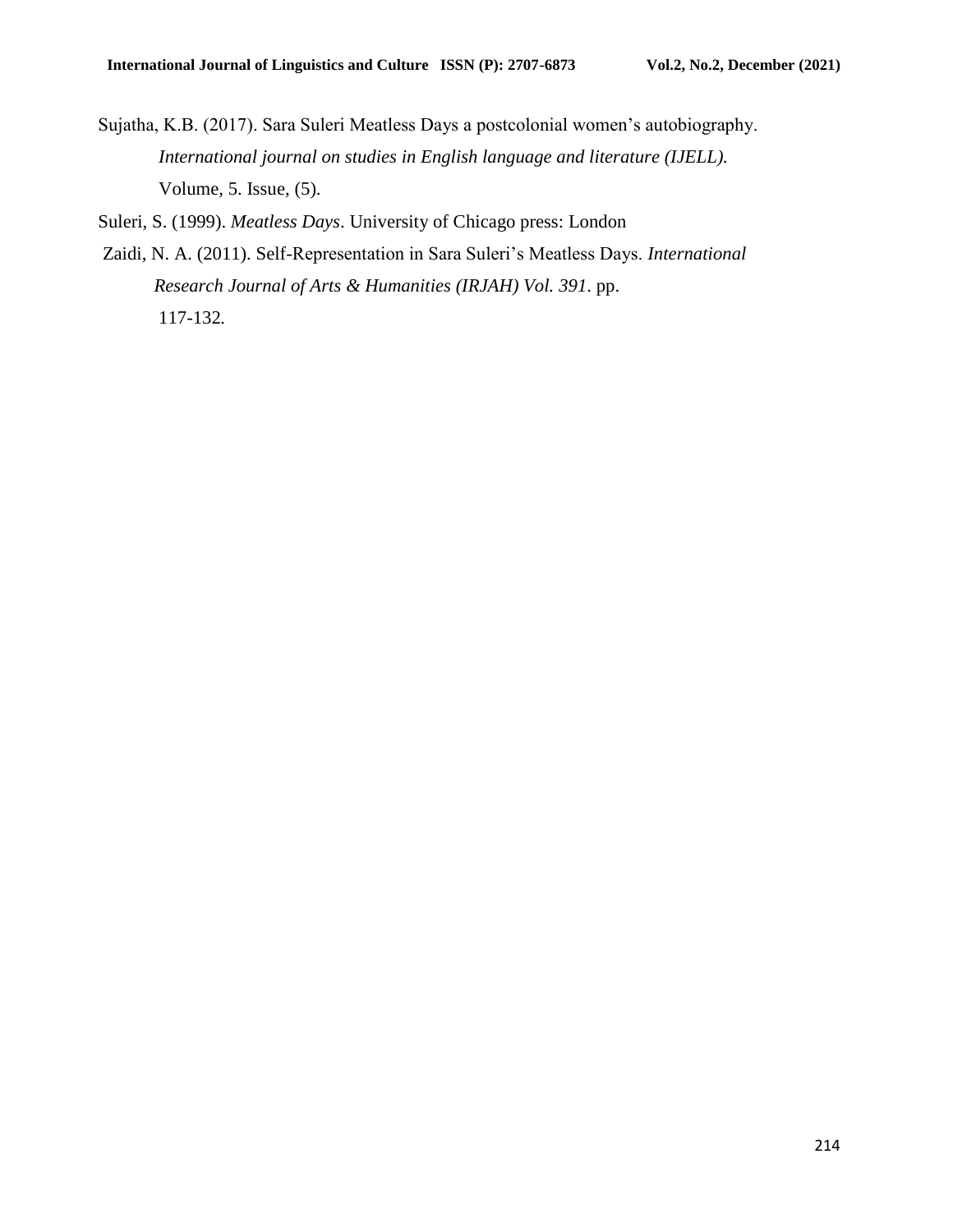Sujatha, K.B. (2017). Sara Suleri Meatless Days a postcolonial women's autobiography. *International journal on studies in English language and literature (IJELL).* Volume, 5. Issue, (5).

Suleri, S. (1999). *Meatless Days*. University of Chicago press: London

Zaidi, N. A. (2011). Self-Representation in Sara Suleri's Meatless Days. *International Research Journal of Arts & Humanities (IRJAH) Vol. 391*. pp. 117-132.